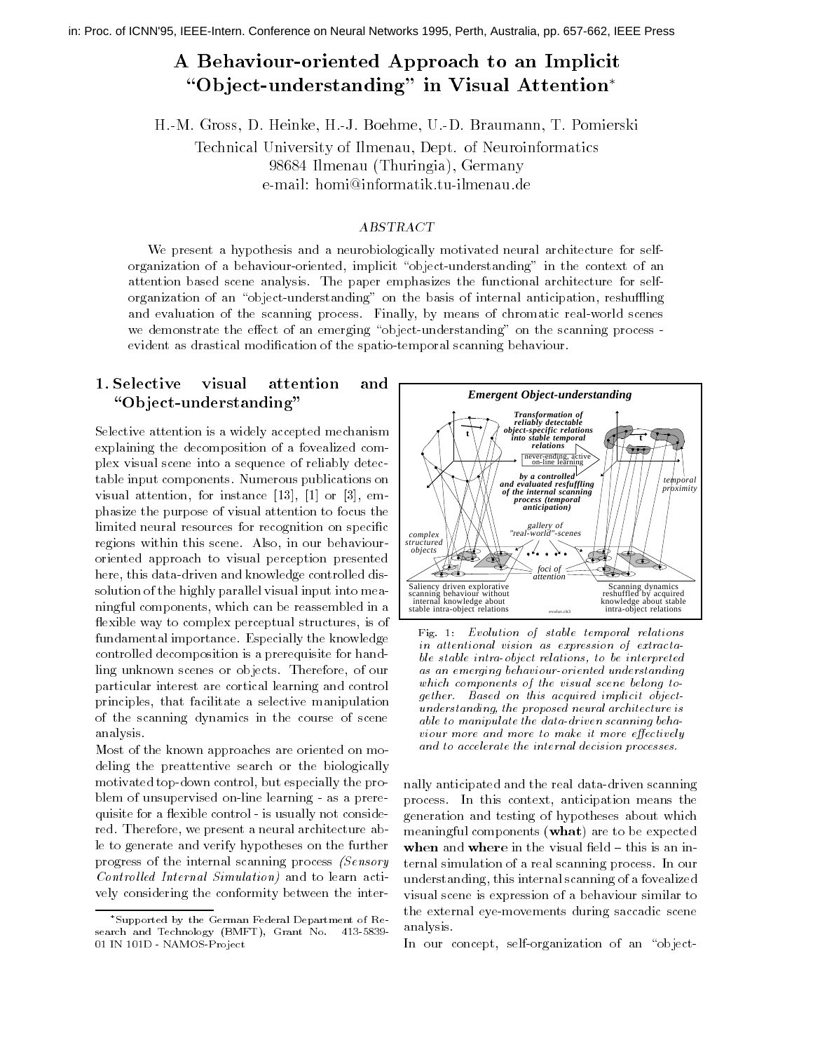# A Behaviour-oriented Approach to an Implicit "Object-understanding" in Visual Attention*

H.-M. Gross, D. Heinke, H.-J. Boehme, U.-D. Braumann, T. Pomierski

Technical University of Ilmenau, Dept. of Neuroinformatics
98684 Ilmenau (Thuringia), Germany
e-mail: homi@informatik.tu-ilmenau.de

## ABSTRACT

We present a hypothesis and a neurobiologically motivated neural architecture for self-organization of a behaviour-oriented, implicit "object-understanding" in the context of an attention based scene analysis. The paper emphasizes the functional architecture for self-organization of an "object-understanding" on the basis of internal anticipation, reshuffling and evaluation of the scanning process. Finally, by means of chromatic real-world scenes we demonstrate the effect of an emerging "object-understanding" on the scanning process - evident as drastical modification of the spatio-temporal scanning behaviour.

## 1. Selective visual attention and "Object-understanding"

Selective attention is a widely accepted mechanism explaining the decomposition of a fovealized complex visual scene into a sequence of reliably detectable input components. Numerous publications on visual attention, for instance [13], [1] or [3], emphasize the purpose of visual attention to focus the limited neural resources for recognition on specific regions within this scene. Also, in our behaviour-oriented approach to visual perception presented here, this data-driven and knowledge controlled dissolution of the highly parallel visual input into meaningful components, which can be reassembled in a flexible way to complex perceptual structures, is of fundamental importance. Especially the knowledge controlled decomposition is a prerequisite for handling unknown scenes or objects. Therefore, of our particular interest are cortical learning and control principles, that facilitate a selective manipulation of the scanning dynamics in the course of scene analysis.

Most of the known approaches are oriented on modeling the preattentive search or the biologically motivated top-down control, but especially the problem of unsupervised on-line learning - as a prerequisite for a flexible control - is usually not considered. Therefore, we present a neural architecture able to generate and verify hypotheses on the further progress of the internal scanning process *(Sensory Controlled Internal Simulation)* and to learn actively considering the conformity between the internally anticipated and the real data-driven scanning process. In this context, anticipation means the generation and testing of hypotheses about which meaningful components (**what**) are to be expected **when** and **where** in the visual field – this is an internal simulation of a real scanning process. In our understanding, this internal scanning of a fovealized visual scene is expression of a behaviour similar to the external eye-movements during saccadic scene analysis.

Fig. 1: *Evolution of stable temporal relations in attentional vision as expression of extractable stable intra-object relations, to be interpreted as an emerging behaviour-oriented understanding which components of the visual scene belong together. Based on this acquired implicit object-understanding, the proposed neural architecture is able to manipulate the data-driven scanning behaviour more and more to make it more effectively and to accelerate the internal decision processes.*

In our concept, self-organization of an "object-

*Supported by the German Federal Department of Research and Technology (BMFT), Grant No. 413-5839-01 IN 101D - NAMOS-Project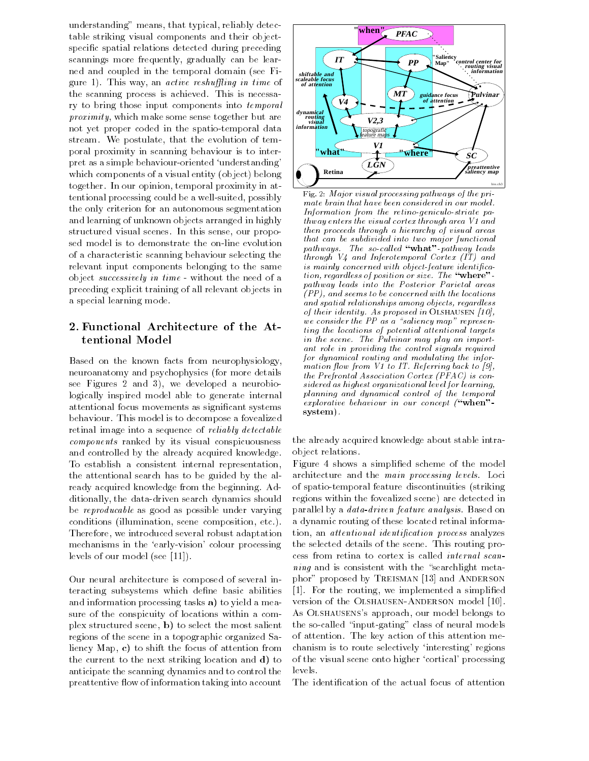understanding" means, that typical, reliably detectable striking visual components and their object-specific spatial relations detected during preceding scannings more frequently, gradually can be learned and coupled in the temporal domain (see Figure 1). This way, an *active reshuffling in time* of the scanning process is achieved. This is necessary to bring those input components into *temporal proximity*, which make some sense together but are not yet proper coded in the spatio-temporal data stream. We postulate, that the evolution of temporal proximity in scanning behaviour is to interpret as a simple behaviour-oriented 'understanding' which components of a visual entity (object) belong together. In our opinion, temporal proximity in attentional processing could be a well-suited, possibly the only criterion for an autonomous segmentation and learning of unknown objects arranged in highly structured visual scenes. In this sense, our proposed model is to demonstrate the on-line evolution of a characteristic scanning behaviour selecting the relevant input components belonging to the same object *successively in time* - without the need of a preceding explicit training of all relevant objects in a special learning mode.

## 2. Functional Architecture of the Attentional Model

Based on the known facts from neurophysiology, neuroanatomy and psychophysics (for more details see Figures 2 and 3), we developed a neurobiologically inspired model able to generate internal attentional focus movements as significant systems behaviour. This model is to decompose a fovealized retinal image into a sequence of *reliably detectable components* ranked by its visual conspicuousness and controlled by the already acquired knowledge. To establish a consistent internal representation, the attentional search has to be guided by the already acquired knowledge from the beginning. Additionally, the data-driven search dynamics should be *reproducable* as good as possible under varying conditions (illumination, scene composition, etc.). Therefore, we introduced several robust adaptation mechanisms in the 'early-vision' colour processing levels of our model (see [11]).

Our neural architecture is composed of several interacting subsystems which define basic abilities and information processing tasks **a)** to yield a measure of the conspicuity of locations within a complex structured scene, **b)** to select the most salient regions of the scene in a topographic organized Saliency Map, **c)** to shift the focus of attention from the current to the next striking location and **d)** to anticipate the scanning dynamics and to control the preattentive flow of information taking into account the already acquired knowledge about stable intra-object relations.

Fig. 2: *Major visual processing pathways of the primate brain that have been considered in our model. Information from the retino-geniculo-striate pathway enters the visual cortex through area V1 and then proceeds through a hierarchy of visual areas that can be subdivided into two major functional pathways. The so-called* **"what"***-pathway leads through V4 and Inferotemporal Cortex (IT) and is mainly concerned with object-feature identification, regardless of position or size. The* **"where"***-pathway leads into the Posterior Parietal areas (PP), and seems to be concerned with the locations and spatial relationships among objects, regardless of their identity. As proposed in* Olshausen *[10], we consider the PP as a "saliency map" representing the locations of potential attentional targets in the scene. The Pulvinar may play an important role in providing the control signals required for dynamical routing and modulating the information flow from V1 to IT. Referring back to [9], the Prefrontal Association Cortex (PFAC) is considered as highest organizational level for learning, planning and dynamical control of the temporal explorative behaviour in our concept (***"when"-system***).*

Figure 4 shows a simplified scheme of the model architecture and the *main processing levels*. Loci of spatio-temporal feature discontinuities (striking regions within the fovealized scene) are detected in parallel by a *data-driven feature analysis*. Based on a dynamic routing of these located retinal information, an *attentional identification process* analyzes the selected details of the scene. This routing process from retina to cortex is called *internal scanning* and is consistent with the "searchlight metaphor" proposed by Treisman [13] and Anderson [1]. For the routing, we implemented a simplified version of the Olshausen-Anderson model [10]. As Olshausens's approach, our model belongs to the so-called "input-gating" class of neural models of attention. The key action of this attention mechanism is to route selectively 'interesting' regions of the visual scene onto higher 'cortical' processing levels.

The identification of the actual focus of attention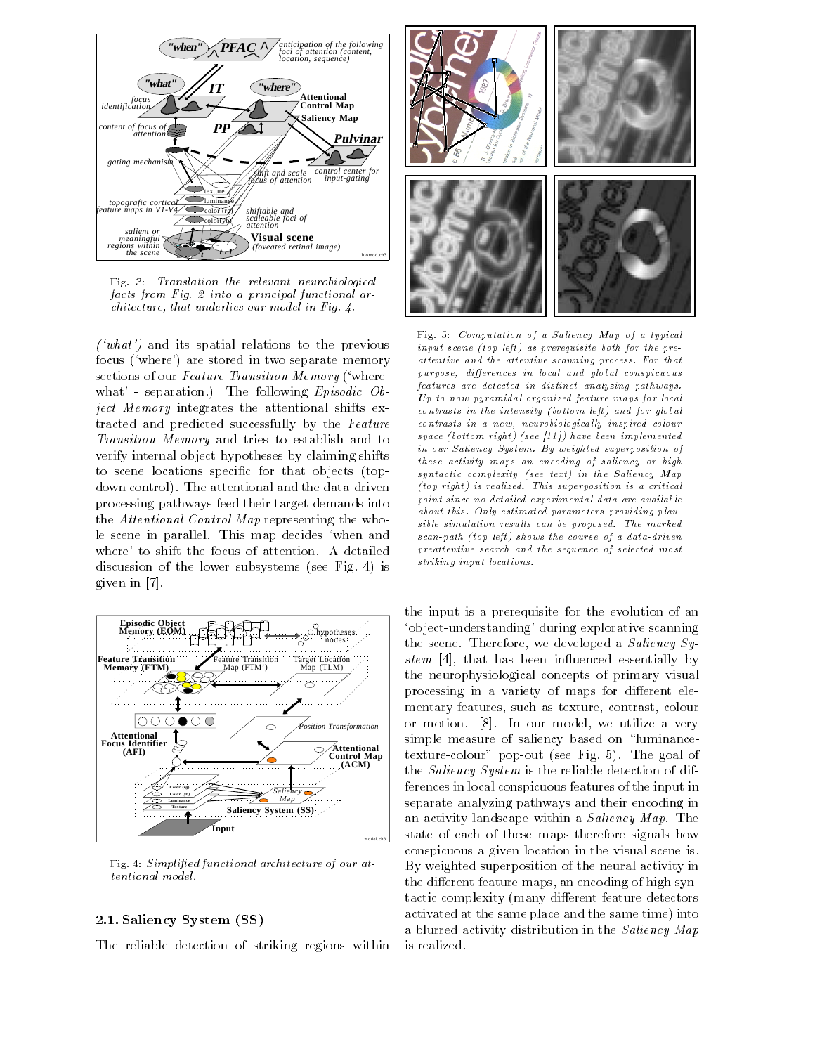Fig. 3: *Translation the relevant neurobiological facts from Fig. 2 into a principal functional architecture, that underlies our model in Fig. 4.*

Fig. 5: *Computation of a Saliency Map of a typical input scene (top left) as prerequisite both for the pre-attentive and the attentive scanning process. For that purpose, differences in local and global conspicuous features are detected in distinct analyzing pathways. Up to now pyramidal organized feature maps for local contrasts in the intensity (bottom left) and for global contrasts in a new, neurobiologically inspired colour space (bottom right) (see [11]) have been implemented in our Saliency System. By weighted superposition of these activity maps an encoding of saliency or high syntactic complexity (see text) in the Saliency Map (top right) is realized. This superposition is a critical point since no detailed experimental data are available about this. Only estimated parameters providing plausible simulation results can be proposed. The marked scan-path (top left) shows the course of a data-driven preattentive search and the sequence of selected most striking input locations.*

(*'what'*) and its spatial relations to the previous focus ('where') are stored in two separate memory sections of our *Feature Transition Memory* ('where-what' - separation.) The following *Episodic Object Memory* integrates the attentional shifts extracted and predicted successfully by the *Feature Transition Memory* and tries to establish and to verify internal object hypotheses by claiming shifts to scene locations specific for that objects (top-down control). The attentional and the data-driven processing pathways feed their target demands into the *Attentional Control Map* representing the whole scene in parallel. This map decides 'when and where' to shift the focus of attention. A detailed discussion of the lower subsystems (see Fig. 4) is given in [7].

Fig. 4: *Simplified functional architecture of our attentional model.*

## 2.1. Saliency System (SS)

The reliable detection of striking regions within the input is a prerequisite for the evolution of an 'object-understanding' during explorative scanning the scene. Therefore, we developed a *Saliency System* [4], that has been influenced essentially by the neurophysiological concepts of primary visual processing in a variety of maps for different elementary features, such as texture, contrast, colour or motion. [8]. In our model, we utilize a very simple measure of saliency based on "luminance-texture-colour" pop-out (see Fig. 5). The goal of the *Saliency System* is the reliable detection of differences in local conspicuous features of the input in separate analyzing pathways and their encoding in an activity landscape within a *Saliency Map*. The state of each of these maps therefore signals how conspicuous a given location in the visual scene is. By weighted superposition of the neural activity in the different feature maps, an encoding of high syntactic complexity (many different feature detectors activated at the same place and the same time) into a blurred activity distribution in the *Saliency Map* is realized.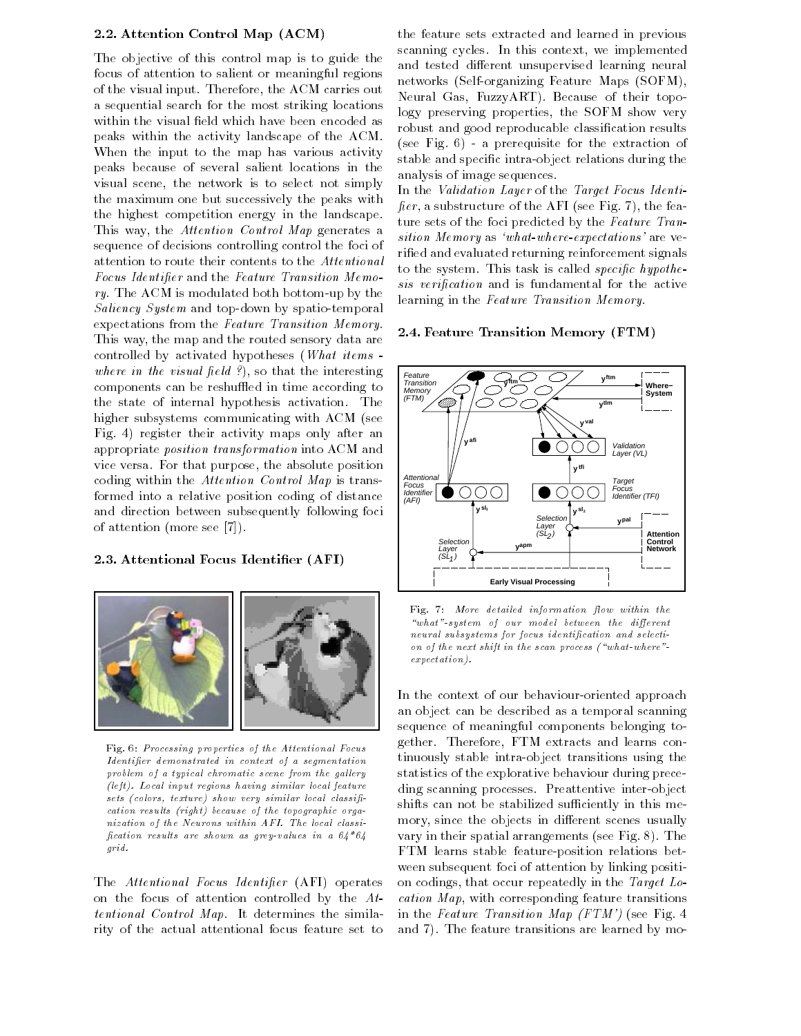### 2.2. Attention Control Map (ACM)

The objective of this control map is to guide the focus of attention to salient or meaningful regions of the visual input. Therefore, the ACM carries out a sequential search for the most striking locations within the visual field which have been encoded as peaks within the activity landscape of the ACM. When the input to the map has various activity peaks because of several salient locations in the visual scene, the network is to select not simply the maximum one but successively the peaks with the highest competition energy in the landscape. This way, the *Attention Control Map* generates a sequence of decisions controlling control the foci of attention to route their contents to the *Attentional Focus Identifier* and the *Feature Transition Memory*. The ACM is modulated both bottom-up by the *Saliency System* and top-down by spatio-temporal expectations from the *Feature Transition Memory*. This way, the map and the routed sensory data are controlled by activated hypotheses (*What items - where in the visual field ?*), so that the interesting components can be reshuffled in time according to the state of internal hypothesis activation. The higher subsystems communicating with ACM (see Fig. 4) register their activity maps only after an appropriate *position transformation* into ACM and vice versa. For that purpose, the absolute position coding within the *Attention Control Map* is transformed into a relative position coding of distance and direction between subsequently following foci of attention (more see [7]).

### 2.3. Attentional Focus Identifier (AFI)

Fig. 6: *Processing properties of the Attentional Focus Identifier demonstrated in context of a segmentation problem of a typical chromatic scene from the gallery (left). Local input regions having similar local feature sets (colors, texture) show very similar local classification results (right) because of the topographic organization of the Neurons within AFI. The local classification results are shown as grey-values in a 64\*64 grid.*

The *Attentional Focus Identifier* (AFI) operates on the focus of attention controlled by the *Attentional Control Map*. It determines the similarity of the actual attentional focus feature set to the feature sets extracted and learned in previous scanning cycles. In this context, we implemented and tested different unsupervised learning neural networks (Self-organizing Feature Maps (SOFM), Neural Gas, FuzzyART). Because of their topology preserving properties, the SOFM show very robust and good reproducable classification results (see Fig. 6) - a prerequisite for the extraction of stable and specific intra-object relations during the analysis of image sequences.

In the *Validation Layer* of the *Target Focus Identifier*, a substructure of the AFI (see Fig. 7), the feature sets of the foci predicted by the *Feature Transition Memory* as *'what-where-expectations'* are verified and evaluated returning reinforcement signals to the system. This task is called *specific hypothesis verification* and is fundamental for the active learning in the *Feature Transition Memory*.

### 2.4. Feature Transition Memory (FTM)

Fig. 7: *More detailed information flow within the "what"-system of our model between the different neural subsystems for focus identification and selection of the next shift in the scan process ("what-where"-expectation).*

In the context of our behaviour-oriented approach an object can be described as a temporal scanning sequence of meaningful components belonging together. Therefore, FTM extracts and learns continuously stable intra-object transitions using the statistics of the explorative behaviour during preceding scanning processes. Preattentive inter-object shifts can not be stabilized sufficiently in this memory, since the objects in different scenes usually vary in their spatial arrangements (see Fig. 8). The FTM learns stable feature-position relations between subsequent foci of attention by linking position codings, that occur repeatedly in the *Target Location Map*, with corresponding feature transitions in the *Feature Transition Map (FTM')* (see Fig. 4 and 7). The feature transitions are learned by mo-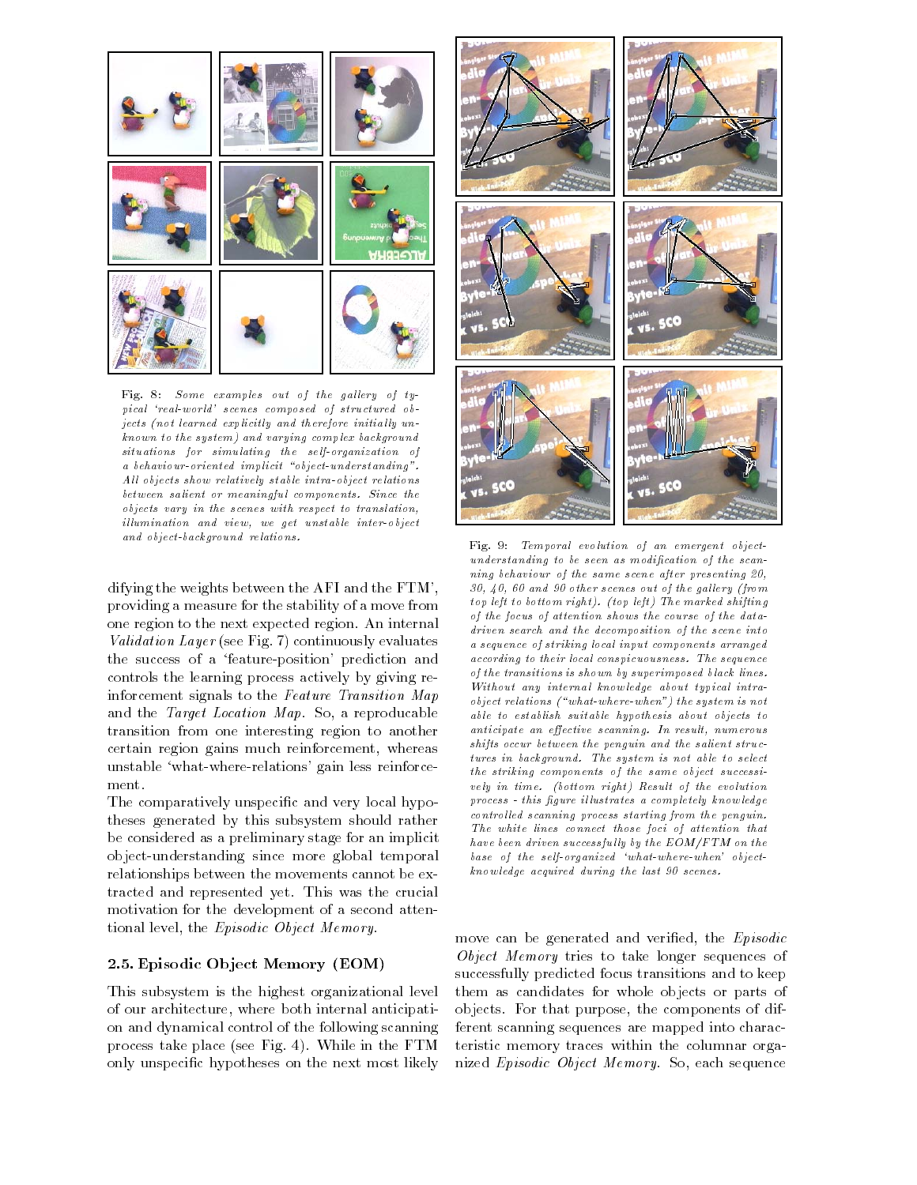Fig. 8: *Some examples out of the gallery of typical 'real-world' scenes composed of structured objects (not learned explicitly and therefore initially unknown to the system) and varying complex background situations for simulating the self-organization of a behaviour-oriented implicit "object-understanding". All objects show relatively stable intra-object relations between salient or meaningful components. Since the objects vary in the scenes with respect to translation, illumination and view, we get unstable inter-object and object-background relations.*

difying the weights between the AFI and the FTM', providing a measure for the stability of a move from one region to the next expected region. An internal *Validation Layer* (see Fig. 7) continuously evaluates the success of a 'feature-position' prediction and controls the learning process actively by giving reinforcement signals to the *Feature Transition Map* and the *Target Location Map*. So, a reproducable transition from one interesting region to another certain region gains much reinforcement, whereas unstable 'what-where-relations' gain less reinforcement.

The comparatively unspecific and very local hypotheses generated by this subsystem should rather be considered as a preliminary stage for an implicit object-understanding since more global temporal relationships between the movements cannot be extracted and represented yet. This was the crucial motivation for the development of a second attentional level, the *Episodic Object Memory*.

### 2.5. Episodic Object Memory (EOM)

This subsystem is the highest organizational level of our architecture, where both internal anticipation and dynamical control of the following scanning process take place (see Fig. 4). While in the FTM only unspecific hypotheses on the next most likely move can be generated and verified, the *Episodic Object Memory* tries to take longer sequences of successfully predicted focus transitions and to keep them as candidates for whole objects or parts of objects. For that purpose, the components of different scanning sequences are mapped into characteristic memory traces within the columnar organized *Episodic Object Memory*. So, each sequence

Fig. 9: *Temporal evolution of an emergent object-understanding to be seen as modification of the scanning behaviour of the same scene after presenting 20, 30, 40, 60 and 90 other scenes out of the gallery (from top left to bottom right). (top left) The marked shifting of the focus of attention shows the course of the data-driven search and the decomposition of the scene into a sequence of striking local input components arranged according to their local conspicuousness. The sequence of the transitions is shown by superimposed black lines. Without any internal knowledge about typical intra-object relations ("what-where-when") the system is not able to establish suitable hypothesis about objects to anticipate an effective scanning. In result, numerous shifts occur between the penguin and the salient structures in background. The system is not able to select the striking components of the same object successively in time. (bottom right) Result of the evolution process - this figure illustrates a completely knowledge controlled scanning process starting from the penguin. The white lines connect those foci of attention that have been driven successfully by the EOM/FTM on the base of the self-organized 'what-where-when' object-knowledge acquired during the last 90 scenes.*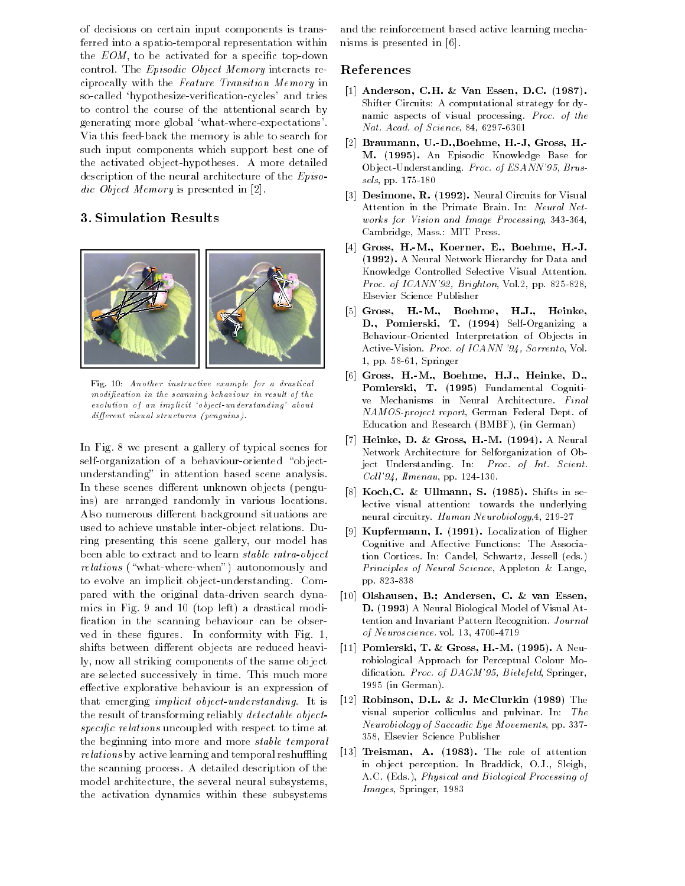of decisions on certain input components is transferred into a spatio-temporal representation within the *EOM*, to be activated for a specific top-down control. The *Episodic Object Memory* interacts reciprocally with the *Feature Transition Memory* in so-called 'hypothesize-verification-cycles' and tries to control the course of the attentional search by generating more global 'what-where-expectations'. Via this feed-back the memory is able to search for such input components which support best one of the activated object-hypotheses. A more detailed description of the neural architecture of the *Episodic Object Memory* is presented in [2].

## 3. Simulation Results

Fig. 10: *Another instructive example for a drastical modification in the scanning behaviour in result of the evolution of an implicit 'object-understanding' about different visual structures (penguins).*

In Fig. 8 we present a gallery of typical scenes for self-organization of a behaviour-oriented "object-understanding" in attention based scene analysis. In these scenes different unknown objects (penguins) are arranged randomly in various locations. Also numerous different background situations are used to achieve unstable inter-object relations. During presenting this scene gallery, our model has been able to extract and to learn *stable intra-object relations* ("what-where-when") autonomously and to evolve an implicit object-understanding. Compared with the original data-driven search dynamics in Fig. 9 and 10 (top left) a drastical modification in the scanning behaviour can be observed in these figures. In conformity with Fig. 1, shifts between different objects are reduced heavily, now all striking components of the same object are selected successively in time. This much more effective explorative behaviour is an expression of that emerging *implicit object-understanding*. It is the result of transforming reliably *detectable object-specific relations* uncoupled with respect to time at the beginning into more and more *stable temporal relations* by active learning and temporal reshuffling the scanning process. A detailed description of the model architecture, the several neural subsystems, the activation dynamics within these subsystems and the reinforcement based active learning mechanisms is presented in [6].

## References

[1] **Anderson, C.H. & Van Essen, D.C. (1987).** Shifter Circuits: A computational strategy for dynamic aspects of visual processing. *Proc. of the Nat. Acad. of Science*, 84, 6297-6301

[2] **Braumann, U.-D.,Boehme, H.-J, Gross, H.-M. (1995).** An Episodic Knowledge Base for Object-Understanding. *Proc. of ESANN'95, Brussels*, pp. 175-180

[3] **Desimone, R. (1992).** Neural Circuits for Visual Attention in the Primate Brain. In: *Neural Networks for Vision and Image Processing*, 343-364, Cambridge, Mass.: MIT Press.

[4] **Gross, H.-M., Koerner, E., Boehme, H.-J. (1992).** A Neural Network Hierarchy for Data and Knowledge Controlled Selective Visual Attention. *Proc. of ICANN'92, Brighton*, Vol.2, pp. 825-828, Elsevier Science Publisher

[5] **Gross, H.-M., Boehme, H.J., Heinke, D., Pomierski, T. (1994)** Self-Organizing a Behaviour-Oriented Interpretation of Objects in Active-Vision. *Proc. of ICANN '94, Sorrento*, Vol. 1, pp. 58-61, Springer

[6] **Gross, H.-M., Boehme, H.J., Heinke, D., Pomierski, T. (1995)** Fundamental Cognitive Mechanisms in Neural Architecture. *Final NAMOS-project report*, German Federal Dept. of Education and Research (BMBF), (in German)

[7] **Heinke, D. & Gross, H.-M. (1994).** A Neural Network Architecture for Selforganization of Object Understanding. In: *Proc. of Int. Scient. Coll'94, Ilmenau*, pp. 124-130.

[8] **Koch,C. & Ullmann, S. (1985).** Shifts in selective visual attention: towards the underlying neural circuitry. *Human Neurobiology*,4, 219-27

[9] **Kupfermann, I. (1991).** Localization of Higher Cognitive and Affective Functions: The Association Cortices. In: Candel, Schwartz, Jessell (eds.) *Principles of Neural Science*, Appleton & Lange, pp. 823-838

[10] **Olshausen, B.; Andersen, C. & van Essen, D. (1993)** A Neural Biological Model of Visual Attention and Invariant Pattern Recognition. *Journal of Neuroscience.* vol. 13, 4700-4719

[11] **Pomierski, T. & Gross, H.-M. (1995).** A Neurobiological Approach for Perceptual Colour Modification. *Proc. of DAGM'95, Bielefeld*, Springer, 1995 (in German).

[12] **Robinson, D.L. & J. McClurkin (1989)** The visual superior colliculus and pulvinar. In: *The Neurobiology of Saccadic Eye Movements*, pp. 337-358, Elsevier Science Publisher

[13] **Treisman, A. (1983).** The role of attention in object perception. In Braddick, O.J., Sleigh, A.C. (Eds.), *Physical and Biological Processing of Images*, Springer, 1983